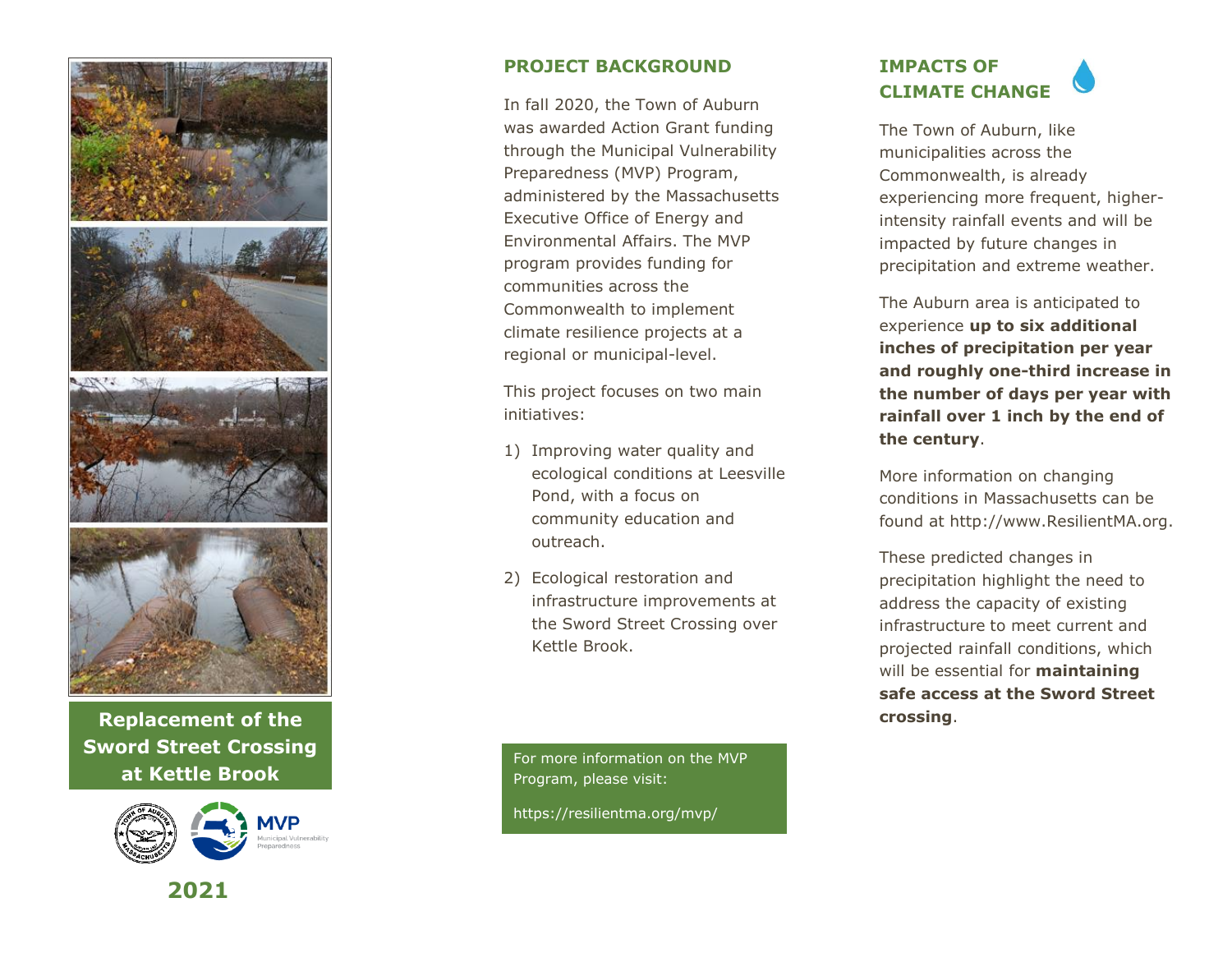# Replacement of the Sword Street Crossing at Kettle Brook

MVP Municipal Vulnerability Preparedness

2021

## PROJECT BACKGROUND

In fall 2020, the Town of Auburn was awarded Action Grant funding through the Municipal Vulnerability Preparedness (MVP) Program, administered by the Massachusetts Executive Office of Energy and Environmental Affairs. The MVP program provides funding for communities across the Commonwealth to implement climate resilience projects at a regional or municipal-level.

This project focuses on two main initiatives:

1) Improving water quality and ecological conditions at Leesville Pond, with a focus on community education and outreach.
2) Ecological restoration and infrastructure improvements at the Sword Street Crossing over Kettle Brook.

For more information on the MVP Program, please visit:

https://resilientma.org/mvp/

## IMPACTS OF CLIMATE CHANGE

The Town of Auburn, like municipalities across the Commonwealth, is already experiencing more frequent, higher-intensity rainfall events and will be impacted by future changes in precipitation and extreme weather.

The Auburn area is anticipated to experience **up to six additional inches of precipitation per year and roughly one-third increase in the number of days per year with rainfall over 1 inch by the end of the century**.

More information on changing conditions in Massachusetts can be found at http://www.ResilientMA.org.

These predicted changes in precipitation highlight the need to address the capacity of existing infrastructure to meet current and projected rainfall conditions, which will be essential for **maintaining safe access at the Sword Street crossing**.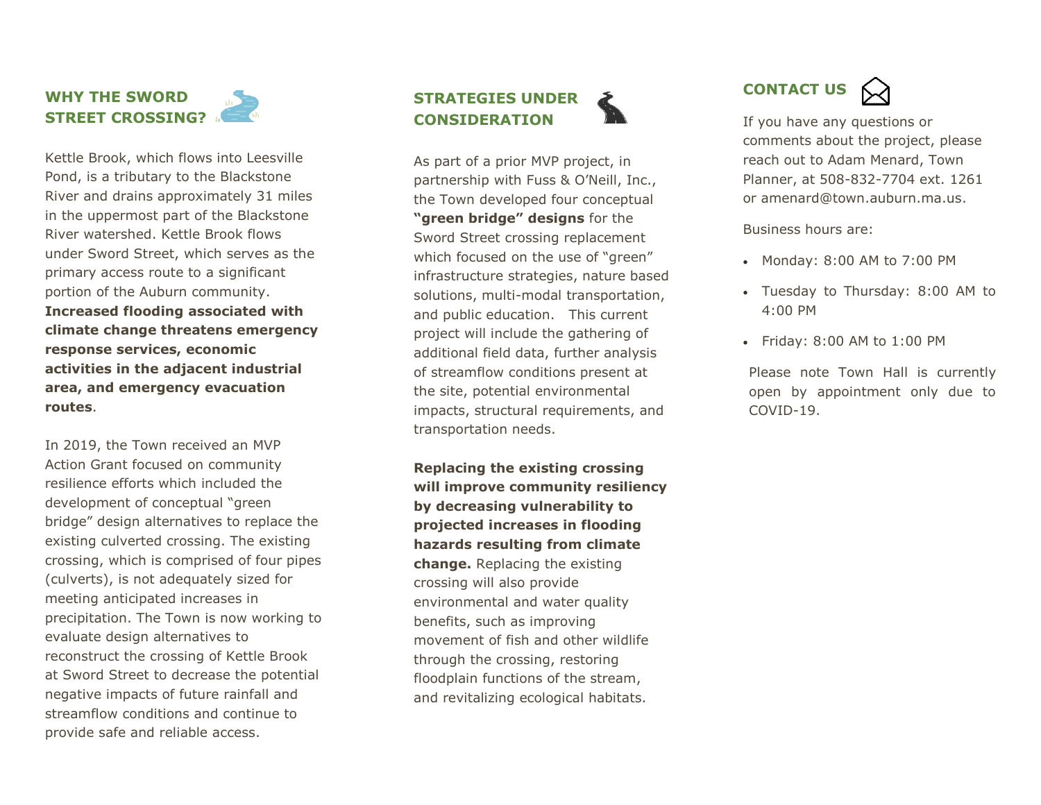## WHY THE SWORD STREET CROSSING?

Kettle Brook, which flows into Leesville Pond, is a tributary to the Blackstone River and drains approximately 31 miles in the uppermost part of the Blackstone River watershed. Kettle Brook flows under Sword Street, which serves as the primary access route to a significant portion of the Auburn community. **Increased flooding associated with climate change threatens emergency response services, economic activities in the adjacent industrial area, and emergency evacuation routes**.

In 2019, the Town received an MVP Action Grant focused on community resilience efforts which included the development of conceptual "green bridge" design alternatives to replace the existing culverted crossing. The existing crossing, which is comprised of four pipes (culverts), is not adequately sized for meeting anticipated increases in precipitation. The Town is now working to evaluate design alternatives to reconstruct the crossing of Kettle Brook at Sword Street to decrease the potential negative impacts of future rainfall and streamflow conditions and continue to provide safe and reliable access.

## STRATEGIES UNDER CONSIDERATION

As part of a prior MVP project, in partnership with Fuss & O'Neill, Inc., the Town developed four conceptual **"green bridge" designs** for the Sword Street crossing replacement which focused on the use of "green" infrastructure strategies, nature based solutions, multi-modal transportation, and public education. This current project will include the gathering of additional field data, further analysis of streamflow conditions present at the site, potential environmental impacts, structural requirements, and transportation needs.

**Replacing the existing crossing will improve community resiliency by decreasing vulnerability to projected increases in flooding hazards resulting from climate change.** Replacing the existing crossing will also provide environmental and water quality benefits, such as improving movement of fish and other wildlife through the crossing, restoring floodplain functions of the stream, and revitalizing ecological habitats.

## CONTACT US

If you have any questions or comments about the project, please reach out to Adam Menard, Town Planner, at 508-832-7704 ext. 1261 or amenard@town.auburn.ma.us.

Business hours are:

- Monday: 8:00 AM to 7:00 PM
- Tuesday to Thursday: 8:00 AM to 4:00 PM
- Friday: 8:00 AM to 1:00 PM

Please note Town Hall is currently open by appointment only due to COVID-19.